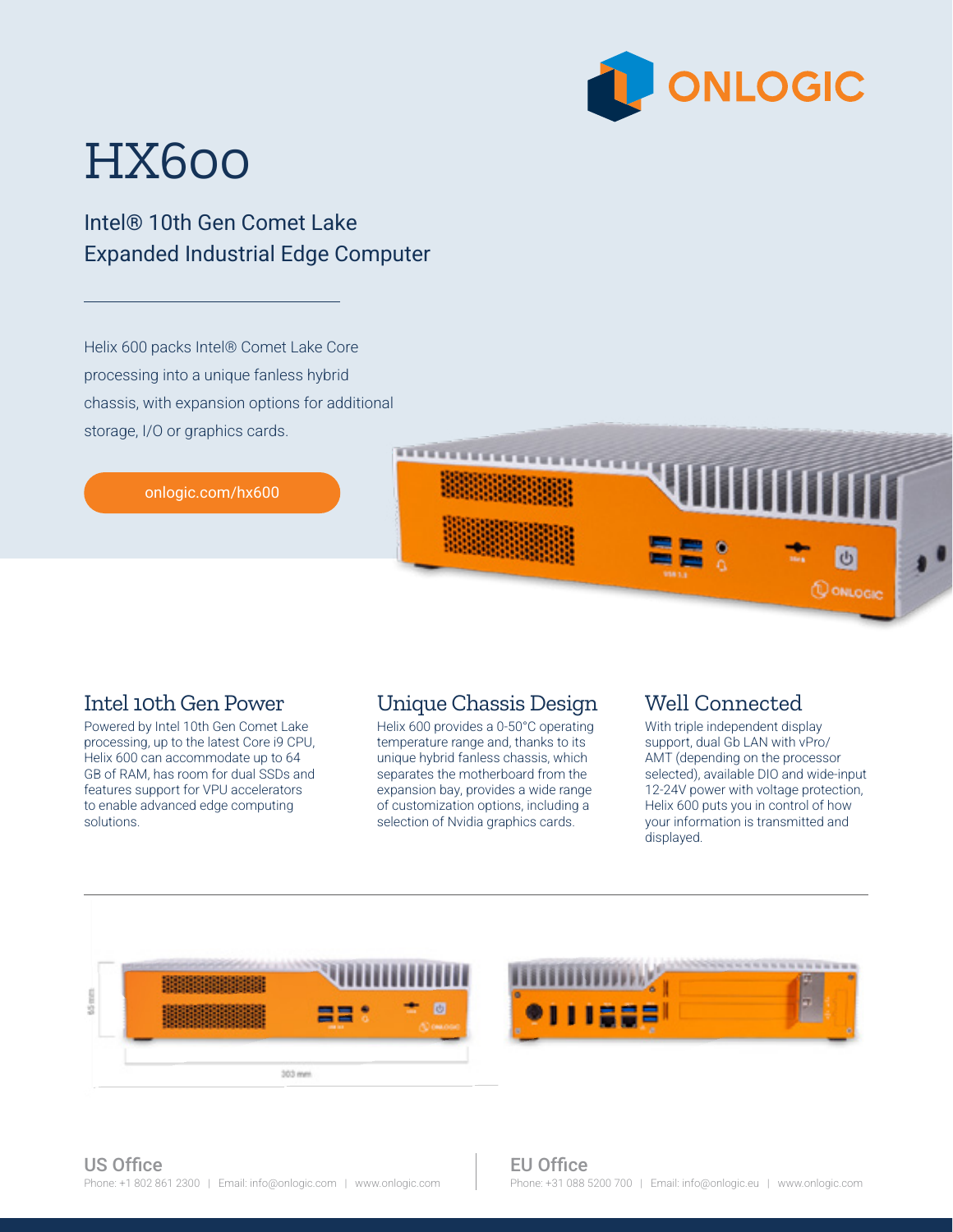ONLOGIC

# HX600

## Intel® 10th Gen Comet Lake Expanded Industrial Edge Computer

Helix 600 packs Intel® Comet Lake Core processing into a unique fanless hybrid chassis, with expansion options for additional storage, I/O or graphics cards.

onlogic.com/hx600

### Intel 10th Gen Power

Powered by Intel 10th Gen Comet Lake processing, up to the latest Core i9 CPU, Helix 600 can accommodate up to 64 GB of RAM, has room for dual SSDs and features support for VPU accelerators to enable advanced edge computing solutions.

### Unique Chassis Design

Helix 600 provides a 0-50°C operating temperature range and, thanks to its unique hybrid fanless chassis, which separates the motherboard from the expansion bay, provides a wide range of customization options, including a selection of Nvidia graphics cards.

### Well Connected

With triple independent display support, dual Gb LAN with vPro/AMT (depending on the processor selected), available DIO and wide-input 12-24V power with voltage protection, Helix 600 puts you in control of how your information is transmitted and displayed.

65 mm

303 mm

**US Office**
Phone: +1 802 861 2300 | Email: info@onlogic.com | www.onlogic.com

**EU Office**
Phone: +31 088 5200 700 | Email: info@onlogic.eu | www.onlogic.com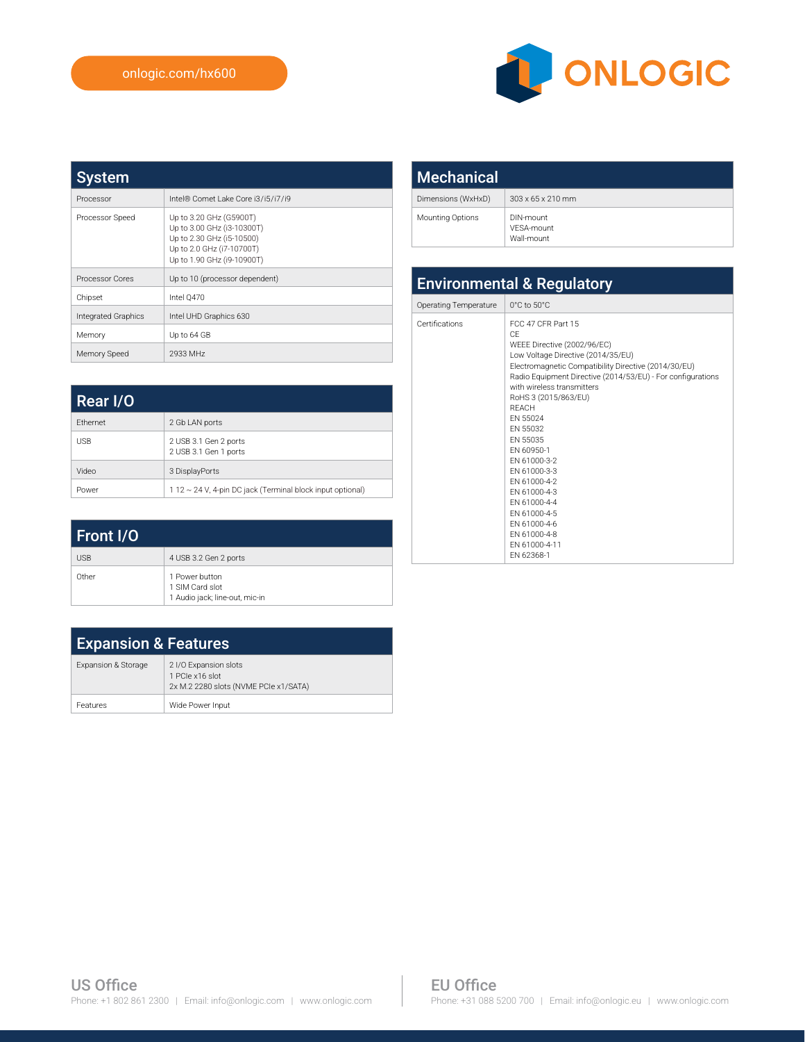onlogic.com/hx600

ONLOGIC

## System

| | |
|---|---|
| Processor | Intel® Comet Lake Core i3/i5/i7/i9 |
| Processor Speed | Up to 3.20 GHz (G5900T)<br>Up to 3.00 GHz (i3-10300T)<br>Up to 2.30 GHz (i5-10500)<br>Up to 2.0 GHz (i7-10700T)<br>Up to 1.90 GHz (i9-10900T) |
| Processor Cores | Up to 10 (processor dependent) |
| Chipset | Intel Q470 |
| Integrated Graphics | Intel UHD Graphics 630 |
| Memory | Up to 64 GB |
| Memory Speed | 2933 MHz |

## Rear I/O

| | |
|---|---|
| Ethernet | 2 Gb LAN ports |
| USB | 2 USB 3.1 Gen 2 ports<br>2 USB 3.1 Gen 1 ports |
| Video | 3 DisplayPorts |
| Power | 1 12 ~ 24 V, 4-pin DC jack (Terminal block input optional) |

## Front I/O

| | |
|---|---|
| USB | 4 USB 3.2 Gen 2 ports |
| Other | 1 Power button<br>1 SIM Card slot<br>1 Audio jack; line-out, mic-in |

## Expansion & Features

| | |
|---|---|
| Expansion & Storage | 2 I/O Expansion slots<br>1 PCIe x16 slot<br>2x M.2 2280 slots (NVME PCIe x1/SATA) |
| Features | Wide Power Input |

## Mechanical

| | |
|---|---|
| Dimensions (WxHxD) | 303 x 65 x 210 mm |
| Mounting Options | DIN-mount<br>VESA-mount<br>Wall-mount |

## Environmental & Regulatory

| | |
|---|---|
| Operating Temperature | 0°C to 50°C |
| Certifications | FCC 47 CFR Part 15<br>CE<br>WEEE Directive (2002/96/EC)<br>Low Voltage Directive (2014/35/EU)<br>Electromagnetic Compatibility Directive (2014/30/EU)<br>Radio Equipment Directive (2014/53/EU) - For configurations with wireless transmitters<br>RoHS 3 (2015/863/EU)<br>REACH<br>EN 55024<br>EN 55032<br>EN 55035<br>EN 60950-1<br>EN 61000-3-2<br>EN 61000-3-3<br>EN 61000-4-2<br>EN 61000-4-3<br>EN 61000-4-4<br>EN 61000-4-5<br>EN 61000-4-6<br>EN 61000-4-8<br>EN 61000-4-11<br>EN 62368-1 |

**US Office**
Phone: +1 802 861 2300 | Email: info@onlogic.com | www.onlogic.com

**EU Office**
Phone: +31 088 5200 700 | Email: info@onlogic.eu | www.onlogic.com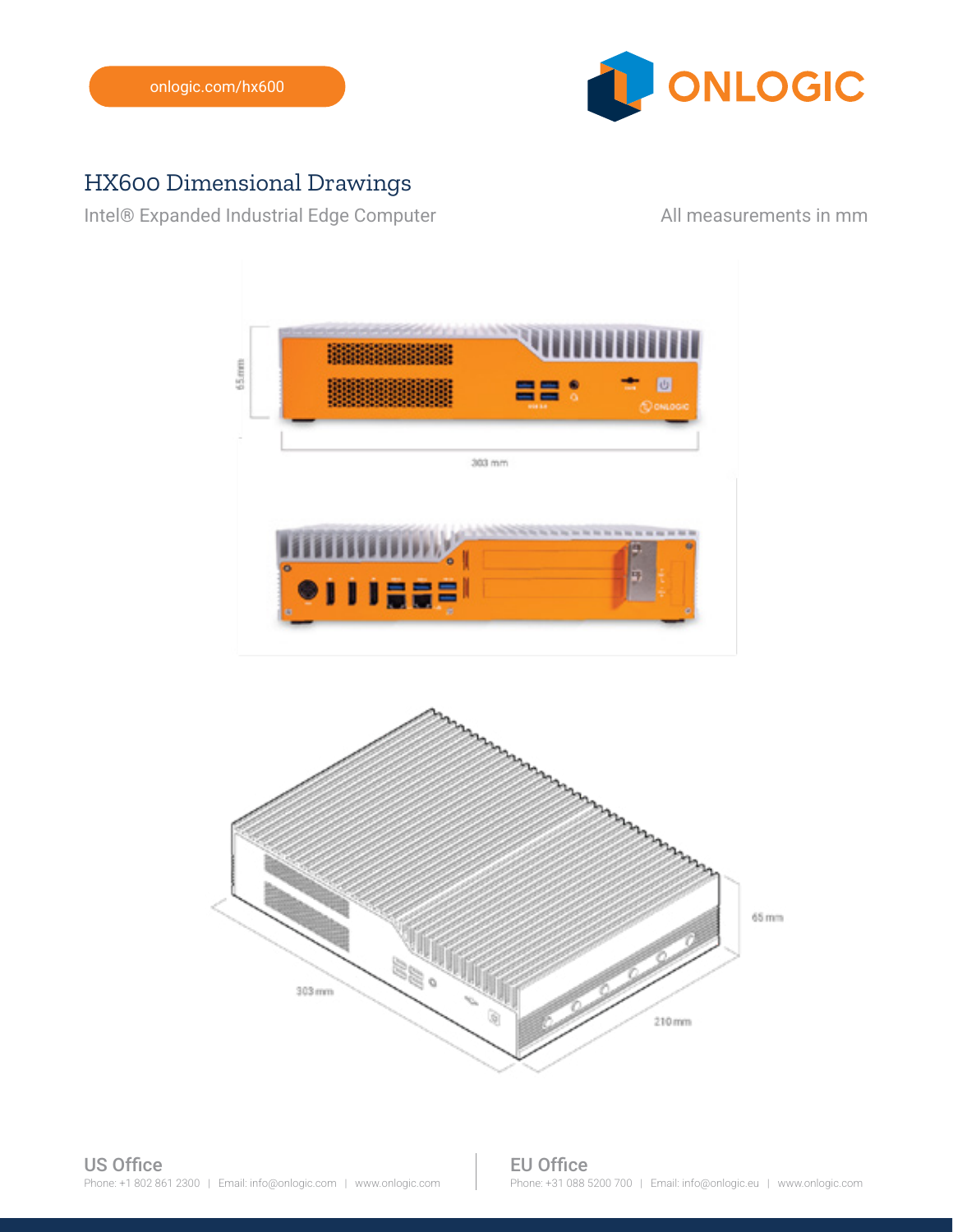onlogic.com/hx600

# HX600 Dimensional Drawings

Intel® Expanded Industrial Edge Computer

All measurements in mm

65 mm

303 mm

65 mm

303 mm

210 mm

**US Office**
Phone: +1 802 861 2300 | Email: info@onlogic.com | www.onlogic.com

**EU Office**
Phone: +31 088 5200 700 | Email: info@onlogic.eu | www.onlogic.com